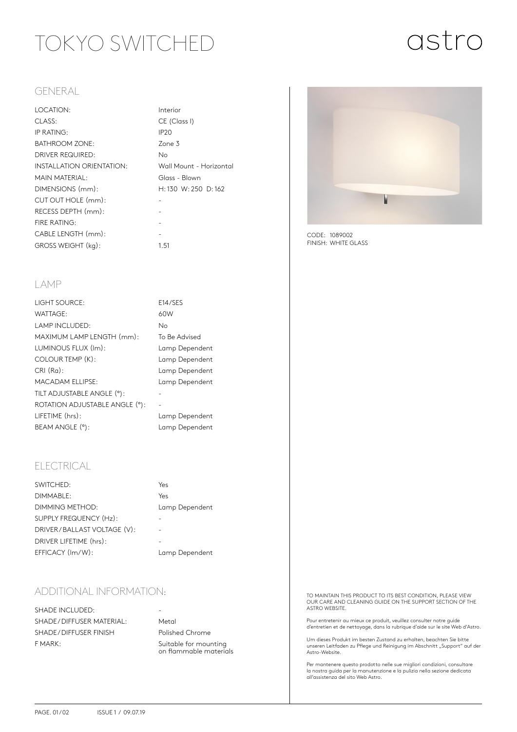# TOKYO SWITCHED

astro

## GENERAL

| | |
|---|---|
| LOCATION: | Interior |
| CLASS: | CE (Class I) |
| IP RATING: | IP20 |
| BATHROOM ZONE: | Zone 3 |
| DRIVER REQUIRED: | No |
| INSTALLATION ORIENTATION: | Wall Mount - Horizontal |
| MAIN MATERIAL: | Glass - Blown |
| DIMENSIONS (mm): | H: 130 W: 250 D: 162 |
| CUT OUT HOLE (mm): | - |
| RECESS DEPTH (mm): | - |
| FIRE RATING: | - |
| CABLE LENGTH (mm): | - |
| GROSS WEIGHT (kg): | 1.51 |

CODE: 1089002
FINISH: WHITE GLASS

## LAMP

| | |
|---|---|
| LIGHT SOURCE: | E14/SES |
| WATTAGE: | 60W |
| LAMP INCLUDED: | No |
| MAXIMUM LAMP LENGTH (mm): | To Be Advised |
| LUMINOUS FLUX (lm): | Lamp Dependent |
| COLOUR TEMP (K): | Lamp Dependent |
| CRI (Ra): | Lamp Dependent |
| MACADAM ELLIPSE: | Lamp Dependent |
| TILT ADJUSTABLE ANGLE (°): | - |
| ROTATION ADJUSTABLE ANGLE (°): | - |
| LIFETIME (hrs): | Lamp Dependent |
| BEAM ANGLE (°): | Lamp Dependent |

## ELECTRICAL

| | |
|---|---|
| SWITCHED: | Yes |
| DIMMABLE: | Yes |
| DIMMING METHOD: | Lamp Dependent |
| SUPPLY FREQUENCY (Hz): | - |
| DRIVER/BALLAST VOLTAGE (V): | - |
| DRIVER LIFETIME (hrs): | - |
| EFFICACY (lm/W): | Lamp Dependent |

## ADDITIONAL INFORMATION:

| | |
|---|---|
| SHADE INCLUDED: | - |
| SHADE/DIFFUSER MATERIAL: | Metal |
| SHADE/DIFFUSER FINISH | Polished Chrome |
| F MARK: | Suitable for mounting on flammable materials |

TO MAINTAIN THIS PRODUCT TO ITS BEST CONDITION, PLEASE VIEW OUR CARE AND CLEANING GUIDE ON THE SUPPORT SECTION OF THE ASTRO WEBSITE.

Pour entretenir au mieux ce produit, veuillez consulter notre guide d'entretien et de nettoyage, dans la rubrique d'aide sur le site Web d'Astro.

Um dieses Produkt im besten Zustand zu erhalten, beachten Sie bitte unseren Leitfaden zu Pflege und Reinigung im Abschnitt „Support" auf der Astro-Website.

Per mantenere questo prodotto nelle sue migliori condizioni, consultare la nostra guida per la manutenzione e la pulizia nella sezione dedicata all'assistenza del sito Web Astro.

ISSUE 1 / 09.07.19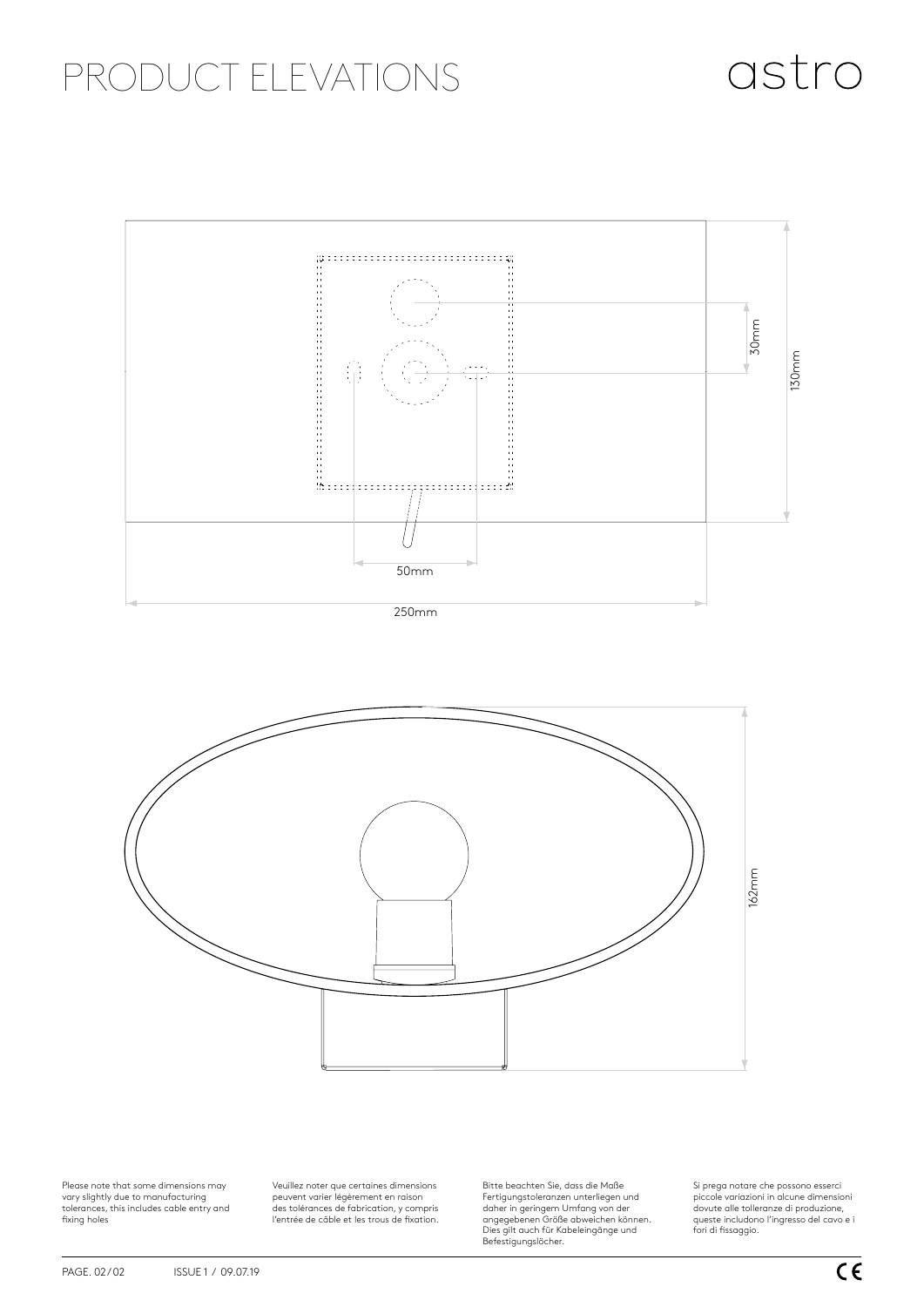# PRODUCT ELEVATIONS

astro

30mm

130mm

50mm

250mm

162mm

Please note that some dimensions may vary slightly due to manufacturing tolerances, this includes cable entry and fixing holes

Veuillez noter que certaines dimensions peuvent varier légèrement en raison des tolérances de fabrication, y compris l'entrée de câble et les trous de fixation.

Bitte beachten Sie, dass die Maße Fertigungstoleranzen unterliegen und daher in geringem Umfang von der angegebenen Größe abweichen können. Dies gilt auch für Kabeleingänge und Befestigungslöcher.

Si prega notare che possono esserci piccole variazioni in alcune dimensioni dovute alle tolleranze di produzione, queste includono l'ingresso del cavo e i fori di fissaggio.

ISSUE 1 / 09.07.19

CE